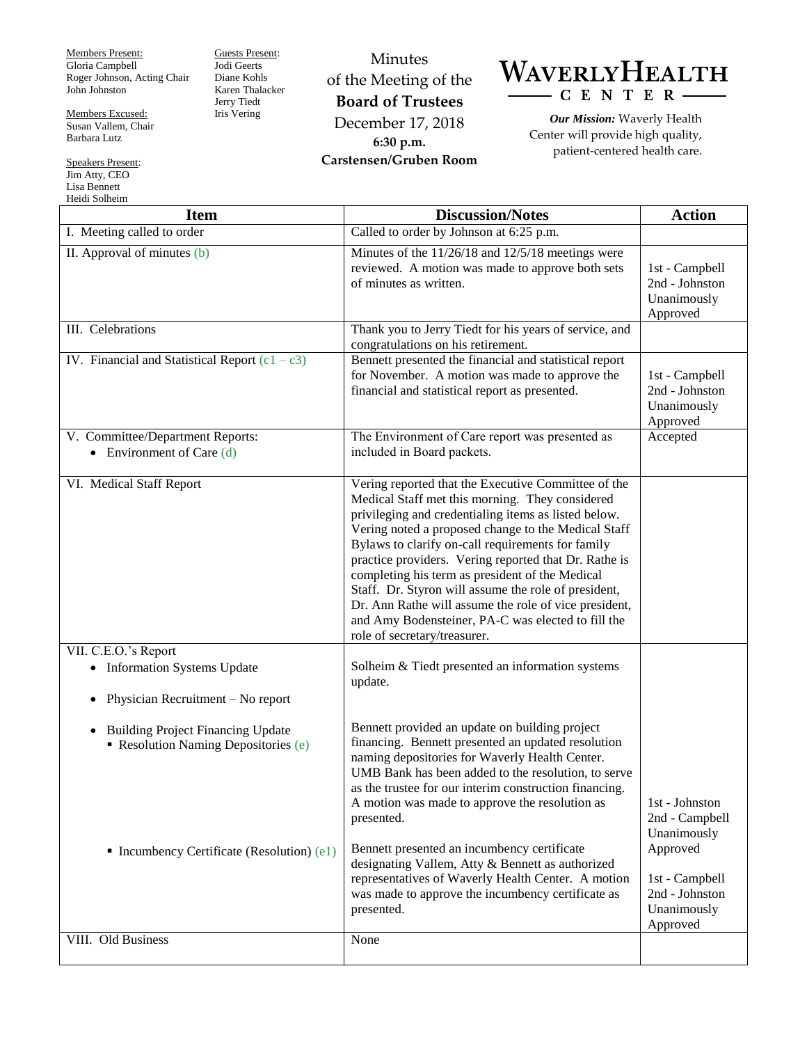Members Present:
Gloria Campbell
Roger Johnson, Acting Chair
John Johnston

Members Excused:
Susan Vallem, Chair
Barbara Lutz

Speakers Present:
Jim Atty, CEO
Lisa Bennett
Heidi Solheim

Guests Present:
Jodi Geerts
Diane Kohls
Karen Thalacker
Jerry Tiedt
Iris Vering

Minutes
of the Meeting of the
**Board of Trustees**
December 17, 2018
**6:30 p.m.**
**Carstensen/Gruben Room**

**WAVERLY HEALTH CENTER**

***Our Mission:*** Waverly Health Center will provide high quality, patient-centered health care.

| Item | Discussion/Notes | Action |
|---|---|---|
| I. Meeting called to order | Called to order by Johnson at 6:25 p.m. | |
| II. Approval of minutes (b) | Minutes of the 11/26/18 and 12/5/18 meetings were reviewed. A motion was made to approve both sets of minutes as written. | 1st - Campbell<br>2nd - Johnston<br>Unanimously Approved |
| III. Celebrations | Thank you to Jerry Tiedt for his years of service, and congratulations on his retirement. | |
| IV. Financial and Statistical Report (c1 – c3) | Bennett presented the financial and statistical report for November. A motion was made to approve the financial and statistical report as presented. | 1st - Campbell<br>2nd - Johnston<br>Unanimously Approved |
| V. Committee/Department Reports:<br>• Environment of Care (d) | The Environment of Care report was presented as included in Board packets. | Accepted |
| VI. Medical Staff Report | Vering reported that the Executive Committee of the Medical Staff met this morning. They considered privileging and credentialing items as listed below. Vering noted a proposed change to the Medical Staff Bylaws to clarify on-call requirements for family practice providers. Vering reported that Dr. Rathe is completing his term as president of the Medical Staff. Dr. Styron will assume the role of president, Dr. Ann Rathe will assume the role of vice president, and Amy Bodensteiner, PA-C was elected to fill the role of secretary/treasurer. | |
| VII. C.E.O.'s Report<br>• Information Systems Update | Solheim & Tiedt presented an information systems update. | |
| • Physician Recruitment – No report | | |
| • Building Project Financing Update<br>▪ Resolution Naming Depositories (e) | Bennett provided an update on building project financing. Bennett presented an updated resolution naming depositories for Waverly Health Center. UMB Bank has been added to the resolution, to serve as the trustee for our interim construction financing. A motion was made to approve the resolution as presented. | 1st - Johnston<br>2nd - Campbell<br>Unanimously Approved |
| ▪ Incumbency Certificate (Resolution) (e1) | Bennett presented an incumbency certificate designating Vallem, Atty & Bennett as authorized representatives of Waverly Health Center. A motion was made to approve the incumbency certificate as presented. | 1st - Campbell<br>2nd - Johnston<br>Unanimously Approved |
| VIII. Old Business | None | |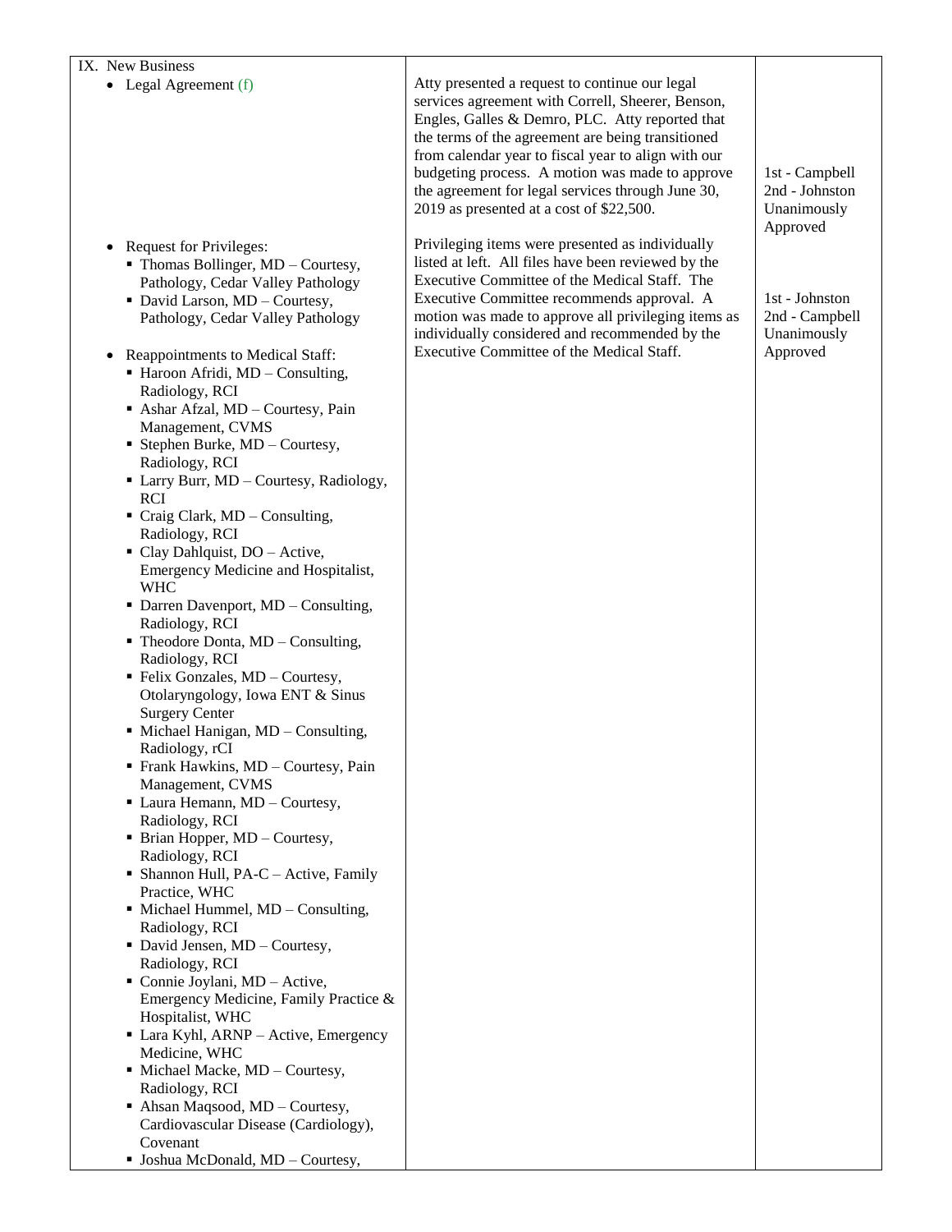| | | |
|---|---|---|
| IX. New Business<br>• Legal Agreement (f) | Atty presented a request to continue our legal services agreement with Correll, Sheerer, Benson, Engles, Galles & Demro, PLC. Atty reported that the terms of the agreement are being transitioned from calendar year to fiscal year to align with our budgeting process. A motion was made to approve the agreement for legal services through June 30, 2019 as presented at a cost of $22,500. | 1st - Campbell<br>2nd - Johnston<br>Unanimously Approved |
| • Request for Privileges:<br>▪ Thomas Bollinger, MD – Courtesy, Pathology, Cedar Valley Pathology<br>▪ David Larson, MD – Courtesy, Pathology, Cedar Valley Pathology<br><br>• Reappointments to Medical Staff:<br>▪ Haroon Afridi, MD – Consulting, Radiology, RCI<br>▪ Ashar Afzal, MD – Courtesy, Pain Management, CVMS<br>▪ Stephen Burke, MD – Courtesy, Radiology, RCI<br>▪ Larry Burr, MD – Courtesy, Radiology, RCI<br>▪ Craig Clark, MD – Consulting, Radiology, RCI<br>▪ Clay Dahlquist, DO – Active, Emergency Medicine and Hospitalist, WHC<br>▪ Darren Davenport, MD – Consulting, Radiology, RCI<br>▪ Theodore Donta, MD – Consulting, Radiology, RCI<br>▪ Felix Gonzales, MD – Courtesy, Otolaryngology, Iowa ENT & Sinus Surgery Center<br>▪ Michael Hanigan, MD – Consulting, Radiology, rCI<br>▪ Frank Hawkins, MD – Courtesy, Pain Management, CVMS<br>▪ Laura Hemann, MD – Courtesy, Radiology, RCI<br>▪ Brian Hopper, MD – Courtesy, Radiology, RCI<br>▪ Shannon Hull, PA-C – Active, Family Practice, WHC<br>▪ Michael Hummel, MD – Consulting, Radiology, RCI<br>▪ David Jensen, MD – Courtesy, Radiology, RCI<br>▪ Connie Joylani, MD – Active, Emergency Medicine, Family Practice & Hospitalist, WHC<br>▪ Lara Kyhl, ARNP – Active, Emergency Medicine, WHC<br>▪ Michael Macke, MD – Courtesy, Radiology, RCI<br>▪ Ahsan Maqsood, MD – Courtesy, Cardiovascular Disease (Cardiology), Covenant<br>▪ Joshua McDonald, MD – Courtesy, | Privileging items were presented as individually listed at left. All files have been reviewed by the Executive Committee of the Medical Staff. The Executive Committee recommends approval. A motion was made to approve all privileging items as individually considered and recommended by the Executive Committee of the Medical Staff. | 1st - Johnston<br>2nd - Campbell<br>Unanimously Approved |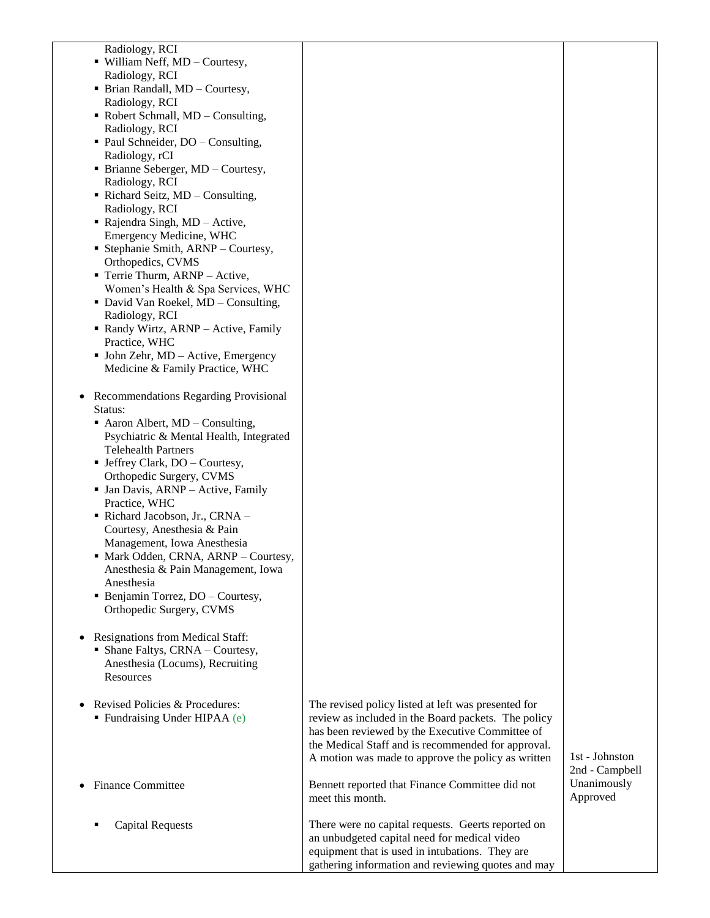| | | |
|---|---|---|
| Radiology, RCI<br>▪ William Neff, MD – Courtesy, Radiology, RCI<br>▪ Brian Randall, MD – Courtesy, Radiology, RCI<br>▪ Robert Schmall, MD – Consulting, Radiology, RCI<br>▪ Paul Schneider, DO – Consulting, Radiology, rCI<br>▪ Brianne Seberger, MD – Courtesy, Radiology, RCI<br>▪ Richard Seitz, MD – Consulting, Radiology, RCI<br>▪ Rajendra Singh, MD – Active, Emergency Medicine, WHC<br>▪ Stephanie Smith, ARNP – Courtesy, Orthopedics, CVMS<br>▪ Terrie Thurm, ARNP – Active, Women's Health & Spa Services, WHC<br>▪ David Van Roekel, MD – Consulting, Radiology, RCI<br>▪ Randy Wirtz, ARNP – Active, Family Practice, WHC<br>▪ John Zehr, MD – Active, Emergency Medicine & Family Practice, WHC<br><br>• Recommendations Regarding Provisional Status:<br>▪ Aaron Albert, MD – Consulting, Psychiatric & Mental Health, Integrated Telehealth Partners<br>▪ Jeffrey Clark, DO – Courtesy, Orthopedic Surgery, CVMS<br>▪ Jan Davis, ARNP – Active, Family Practice, WHC<br>▪ Richard Jacobson, Jr., CRNA – Courtesy, Anesthesia & Pain Management, Iowa Anesthesia<br>▪ Mark Odden, CRNA, ARNP – Courtesy, Anesthesia & Pain Management, Iowa Anesthesia<br>▪ Benjamin Torrez, DO – Courtesy, Orthopedic Surgery, CVMS<br><br>• Resignations from Medical Staff:<br>▪ Shane Faltys, CRNA – Courtesy, Anesthesia (Locums), Recruiting Resources | | |
| • Revised Policies & Procedures:<br>▪ Fundraising Under HIPAA (e) | The revised policy listed at left was presented for review as included in the Board packets. The policy has been reviewed by the Executive Committee of the Medical Staff and is recommended for approval. A motion was made to approve the policy as written | 1st - Johnston<br>2nd - Campbell<br>Unanimously Approved |
| • Finance Committee | Bennett reported that Finance Committee did not meet this month. | |
| ▪ Capital Requests | There were no capital requests. Geerts reported on an unbudgeted capital need for medical video equipment that is used in intubations. They are gathering information and reviewing quotes and may | |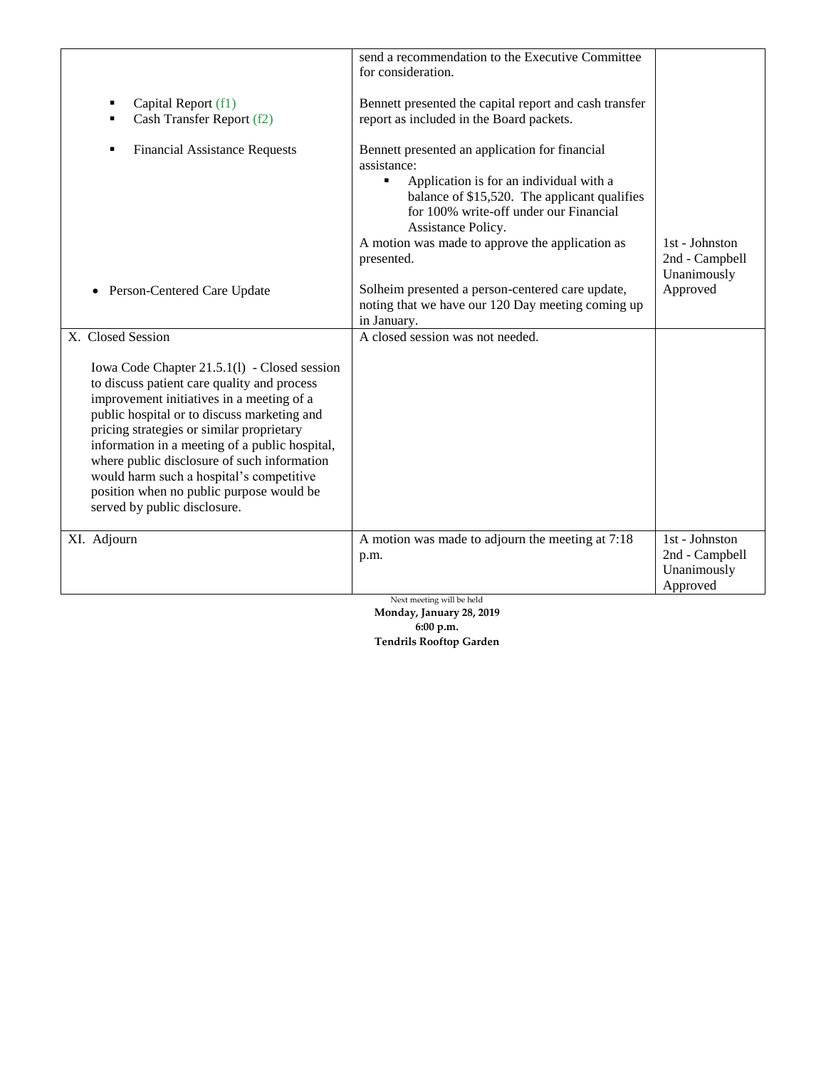| | | |
|---|---|---|
| | send a recommendation to the Executive Committee for consideration. | |
| ▪ Capital Report (f1)<br>▪ Cash Transfer Report (f2) | Bennett presented the capital report and cash transfer report as included in the Board packets. | |
| ▪ Financial Assistance Requests | Bennett presented an application for financial assistance:<br>▪ Application is for an individual with a balance of $15,520. The applicant qualifies for 100% write-off under our Financial Assistance Policy.<br>A motion was made to approve the application as presented. | 1st - Johnston<br>2nd - Campbell<br>Unanimously Approved |
| • Person-Centered Care Update | Solheim presented a person-centered care update, noting that we have our 120 Day meeting coming up in January. | |
| X. Closed Session<br><br>Iowa Code Chapter 21.5.1(l) - Closed session to discuss patient care quality and process improvement initiatives in a meeting of a public hospital or to discuss marketing and pricing strategies or similar proprietary information in a meeting of a public hospital, where public disclosure of such information would harm such a hospital's competitive position when no public purpose would be served by public disclosure. | A closed session was not needed. | |
| XI. Adjourn | A motion was made to adjourn the meeting at 7:18 p.m. | 1st - Johnston<br>2nd - Campbell<br>Unanimously Approved |

Next meeting will be held

**Monday, January 28, 2019**

**6:00 p.m.**

**Tendrils Rooftop Garden**